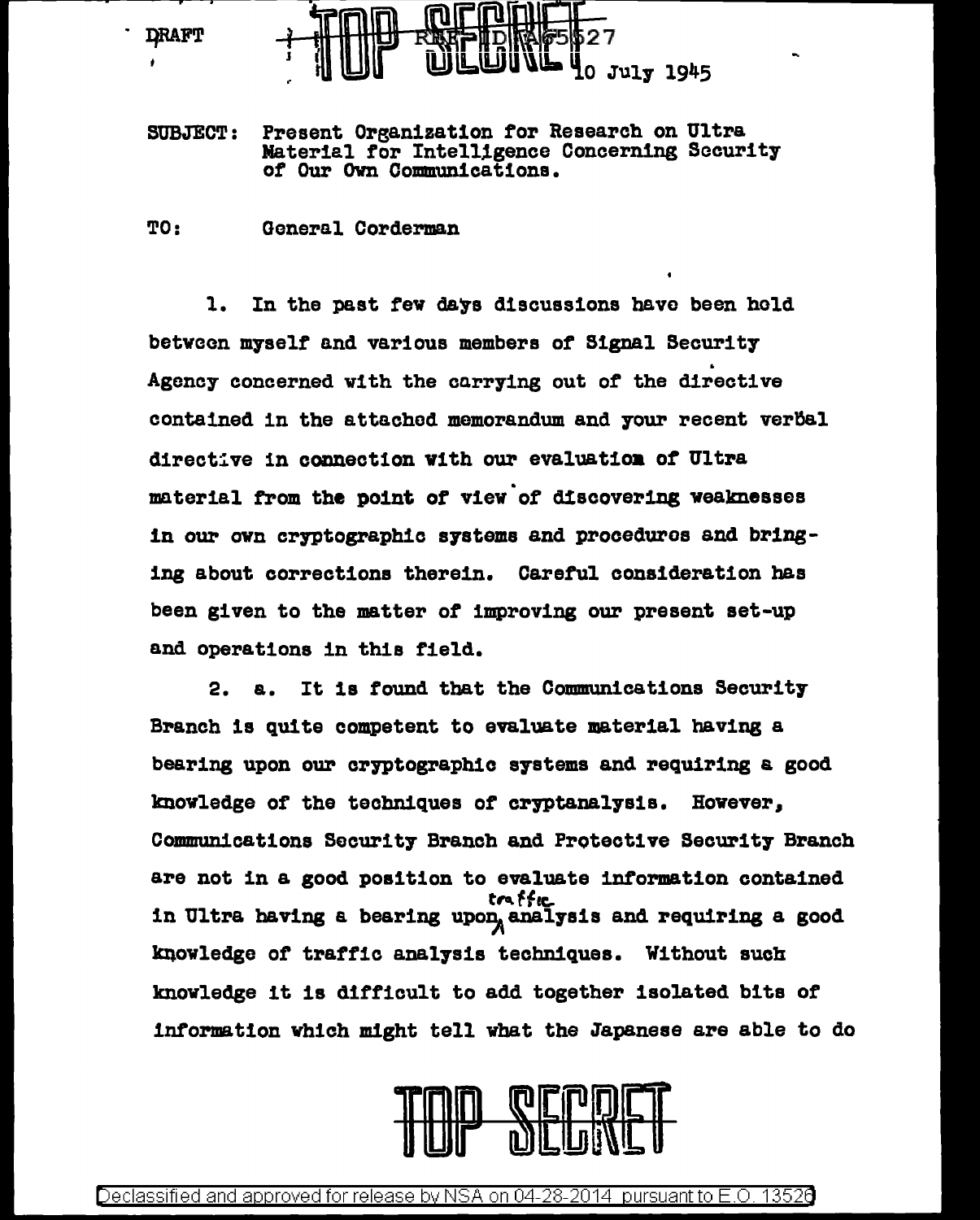DRAFT

TOP SECRET

REF ID:A65527

10 July 1945

SUBJECT: Present Organization for Research on Ultra Material for Intelligence Concerning Security of Our Own Communications.

TO: General Corderman

1. In the past few days discussions have been held between myself and various members of Signal Security Agency concerned with the carrying out of the directive contained in the attached memorandum and your recent verbal directive in connection with our evaluation of Ultra material from the point of view of discovering weaknesses in our own cryptographic systems and procedures and bringing about corrections therein. Careful consideration has been given to the matter of improving our present set-up and operations in this field.

2. a. It is found that the Communications Security Branch is quite competent to evaluate material having a bearing upon our cryptographic systems and requiring a good knowledge of the techniques of cryptanalysis. However, Communications Security Branch and Protective Security Branch are not in a good position to evaluate information contained in Ultra having a bearing upon traffic analysis and requiring a good knowledge of traffic analysis techniques. Without such knowledge it is difficult to add together isolated bits of information which might tell what the Japanese are able to do

TOP SECRET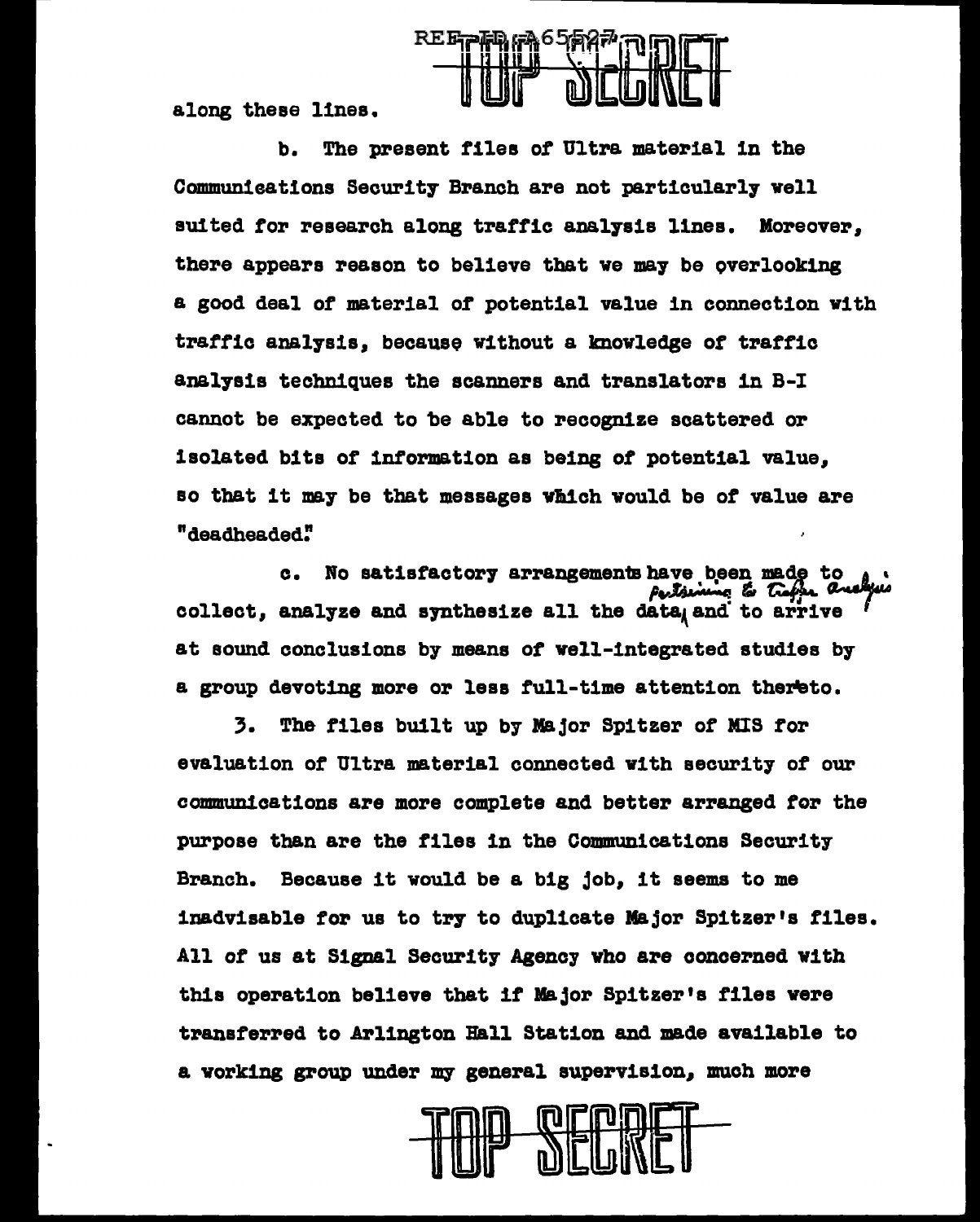along these lines.

b. The present files of Ultra material in the Communications Security Branch are not particularly well suited for research along traffic analysis lines. Moreover, there appears reason to believe that we may be overlooking a good deal of material of potential value in connection with traffic analysis, because without a knowledge of traffic analysis techniques the scanners and translators in B-I cannot be expected to be able to recognize scattered or isolated bits of information as being of potential value, so that it may be that messages which would be of value are "deadheaded."

c. No satisfactory arrangements have been made to collect, analyze and synthesize all the data pertaining to traffic analysis and to arrive at sound conclusions by means of well-integrated studies by a group devoting more or less full-time attention thereto.

3. The files built up by Major Spitzer of MIS for evaluation of Ultra material connected with security of our communications are more complete and better arranged for the purpose than are the files in the Communications Security Branch. Because it would be a big job, it seems to me inadvisable for us to try to duplicate Major Spitzer's files. All of us at Signal Security Agency who are concerned with this operation believe that if Major Spitzer's files were transferred to Arlington Hall Station and made available to a working group under my general supervision, much more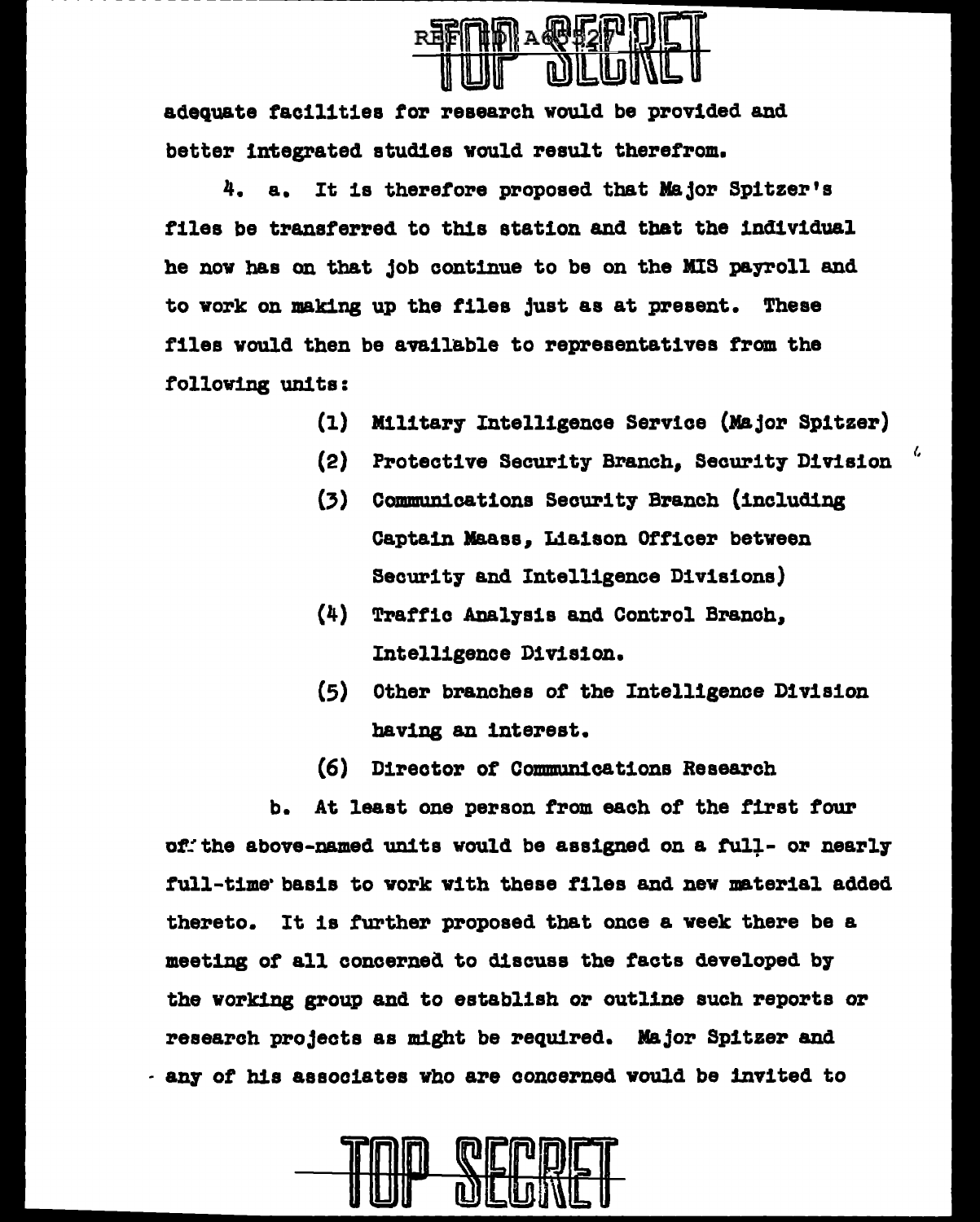adequate facilities for research would be provided and better integrated studies would result therefrom.

4. a. It is therefore proposed that Major Spitzer's files be transferred to this station and that the individual he now has on that job continue to be on the MIS payroll and to work on making up the files just as at present. These files would then be available to representatives from the following units:

(1) Military Intelligence Service (Major Spitzer)

(2) Protective Security Branch, Security Division

(3) Communications Security Branch (including Captain Maass, Liaison Officer between Security and Intelligence Divisions)

(4) Traffic Analysis and Control Branch, Intelligence Division.

(5) Other branches of the Intelligence Division having an interest.

(6) Director of Communications Research

b. At least one person from each of the first four of the above-named units would be assigned on a full- or nearly full-time basis to work with these files and new material added thereto. It is further proposed that once a week there be a meeting of all concerned to discuss the facts developed by the working group and to establish or outline such reports or research projects as might be required. Major Spitzer and any of his associates who are concerned would be invited to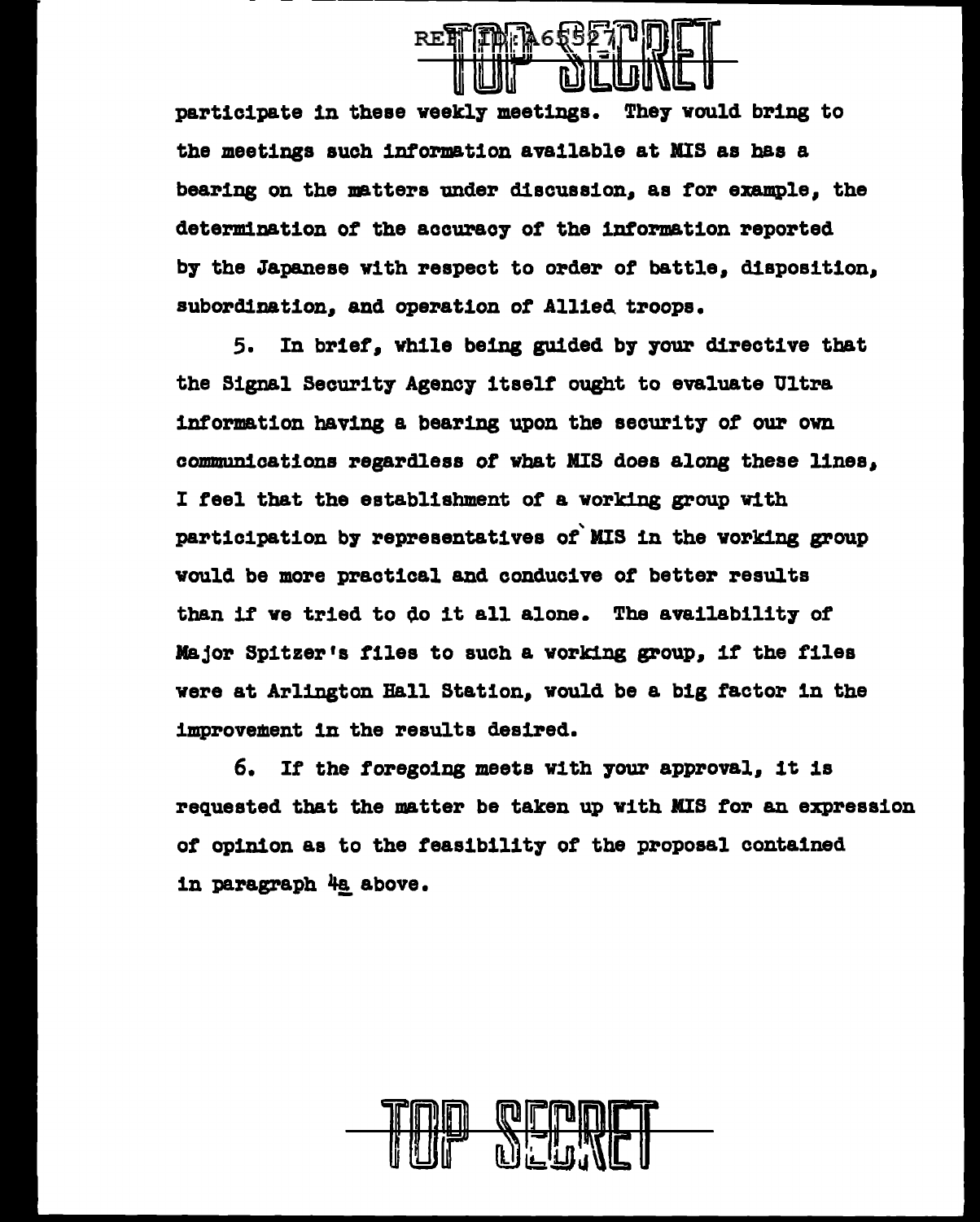participate in these weekly meetings. They would bring to the meetings such information available at MIS as has a bearing on the matters under discussion, as for example, the determination of the accuracy of the information reported by the Japanese with respect to order of battle, disposition, subordination, and operation of Allied troops.

5. In brief, while being guided by your directive that the Signal Security Agency itself ought to evaluate Ultra information having a bearing upon the security of our own communications regardless of what MIS does along these lines, I feel that the establishment of a working group with participation by representatives of MIS in the working group would be more practical and conducive of better results than if we tried to do it all alone. The availability of Major Spitzer's files to such a working group, if the files were at Arlington Hall Station, would be a big factor in the improvement in the results desired.

6. If the foregoing meets with your approval, it is requested that the matter be taken up with MIS for an expression of opinion as to the feasibility of the proposal contained in paragraph 4a above.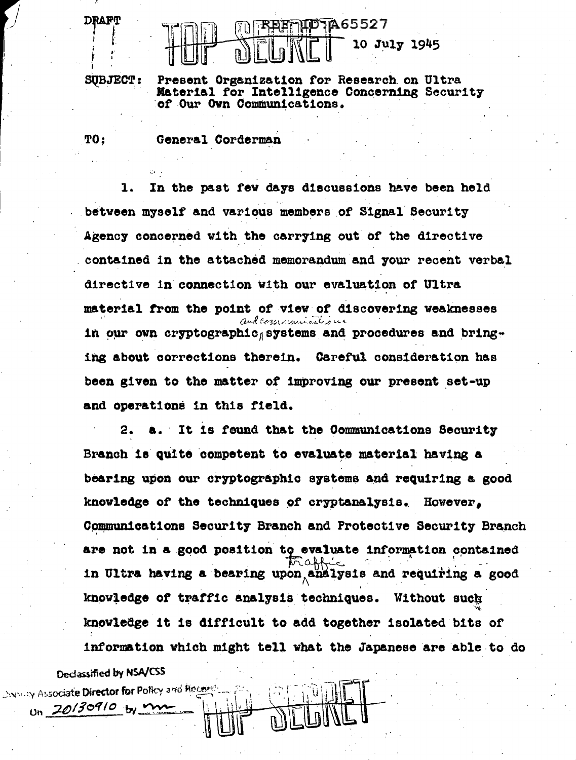DRAFT

TOP SECRET

REF ID:A65527

10 July 1945

SUBJECT: Present Organization for Research on Ultra Material for Intelligence Concerning Security of Our Own Communications.

TO: General Corderman

1. In the past few days discussions have been held between myself and various members of Signal Security Agency concerned with the carrying out of the directive contained in the attached memorandum and your recent verbal directive in connection with our evaluation of Ultra material from the point of view of discovering weaknesses in our own cryptographic and communications systems and procedures and bringing about corrections therein. Careful consideration has been given to the matter of improving our present set-up and operations in this field.

2. a. It is found that the Communications Security Branch is quite competent to evaluate material having a bearing upon our cryptographic systems and requiring a good knowledge of the techniques of cryptanalysis. However, Communications Security Branch and Protective Security Branch are not in a good position to evaluate information contained in Ultra having a bearing upon traffic analysis and requiring a good knowledge of traffic analysis techniques. Without such knowledge it is difficult to add together isolated bits of information which might tell what the Japanese are able to do

Declassified by NSA/CSS
Deputy Associate Director for Policy and Records
On 20130910 by [signature]

TOP SECRET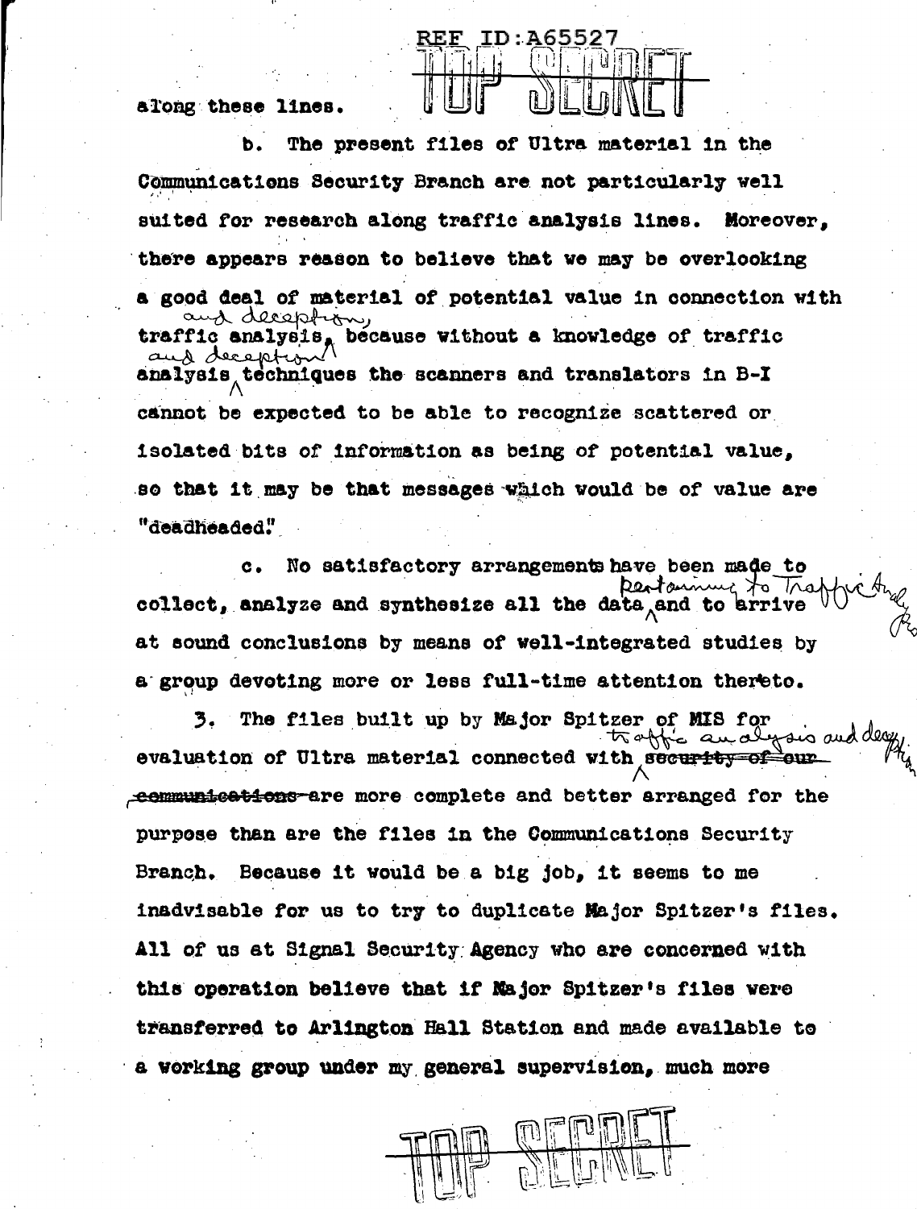along these lines.

b. The present files of Ultra material in the Communications Security Branch are not particularly well suited for research along traffic analysis lines. Moreover, there appears reason to believe that we may be overlooking a good deal of material of potential value in connection with traffic analysis and deception, because without a knowledge of traffic analysis and deception techniques the scanners and translators in B-I cannot be expected to be able to recognize scattered or isolated bits of information as being of potential value, so that it may be that messages which would be of value are "deadheaded."

c. No satisfactory arrangements have been made to collect, analyze and synthesize all the data pertaining to Traffic Analy Pro and to arrive at sound conclusions by means of well-integrated studies by a group devoting more or less full-time attention thereto.

3. The files built up by Major Spitzer of MIS for evaluation of Ultra material connected with ~~security of our communications~~ traffic analysis and deception are more complete and better arranged for the purpose than are the files in the Communications Security Branch. Because it would be a big job, it seems to me inadvisable for us to try to duplicate Major Spitzer's files. All of us at Signal Security Agency who are concerned with this operation believe that if Major Spitzer's files were transferred to Arlington Hall Station and made available to a working group under my general supervision, much more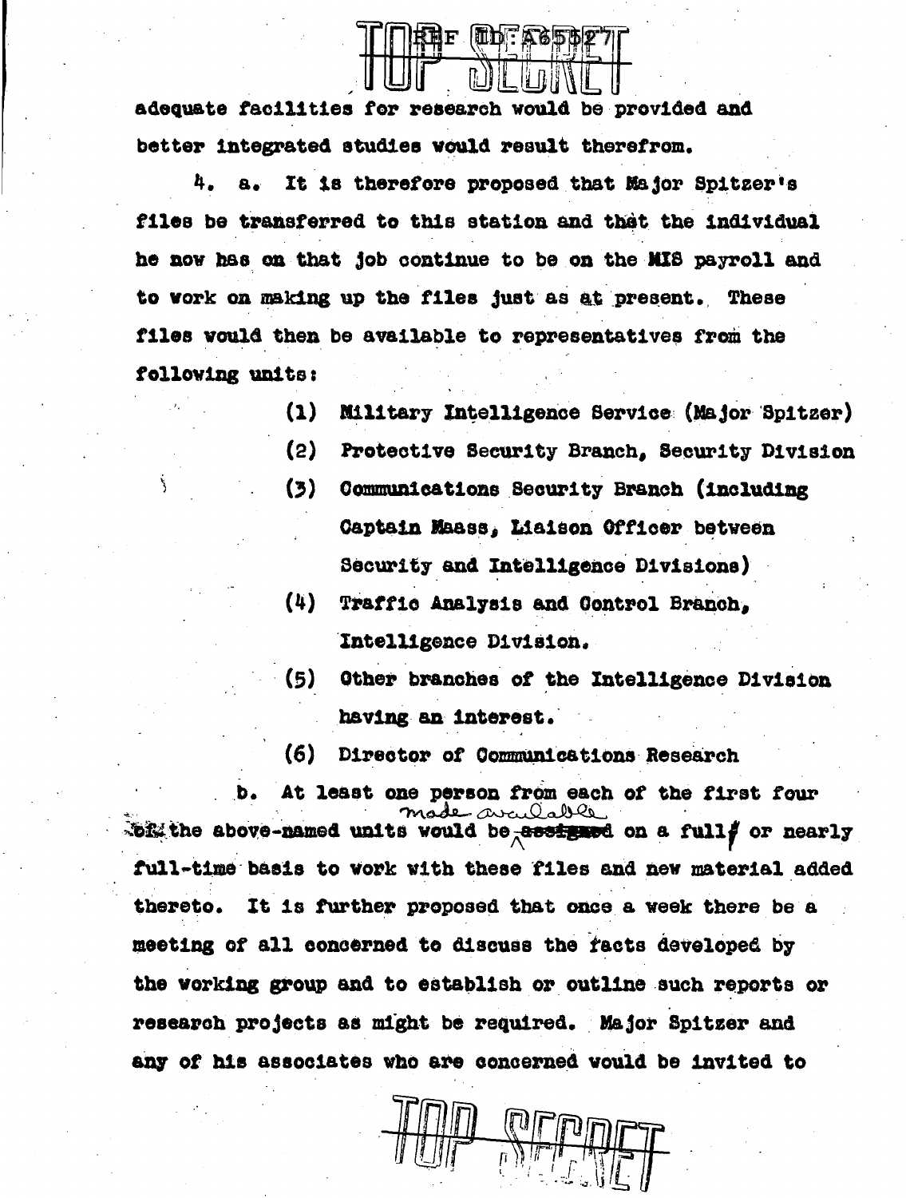adequate facilities for research would be provided and better integrated studies would result therefrom.

4. a. It is therefore proposed that Major Spitzer's files be transferred to this station and that the individual he now has on that job continue to be on the MIS payroll and to work on making up the files just as at present. These files would then be available to representatives from the following units:

(1) Military Intelligence Service (Major Spitzer)

(2) Protective Security Branch, Security Division

(3) Communications Security Branch (including Captain Maass, Liaison Officer between Security and Intelligence Divisions)

(4) Traffic Analysis and Control Branch, Intelligence Division.

(5) Other branches of the Intelligence Division having an interest.

(6) Director of Communications Research

b. At least one person from each of the first four of the above-named units would be ~~assigned~~ made available on a full or nearly full-time basis to work with these files and new material added thereto. It is further proposed that once a week there be a meeting of all concerned to discuss the facts developed by the working group and to establish or outline such reports or research projects as might be required. Major Spitzer and any of his associates who are concerned would be invited to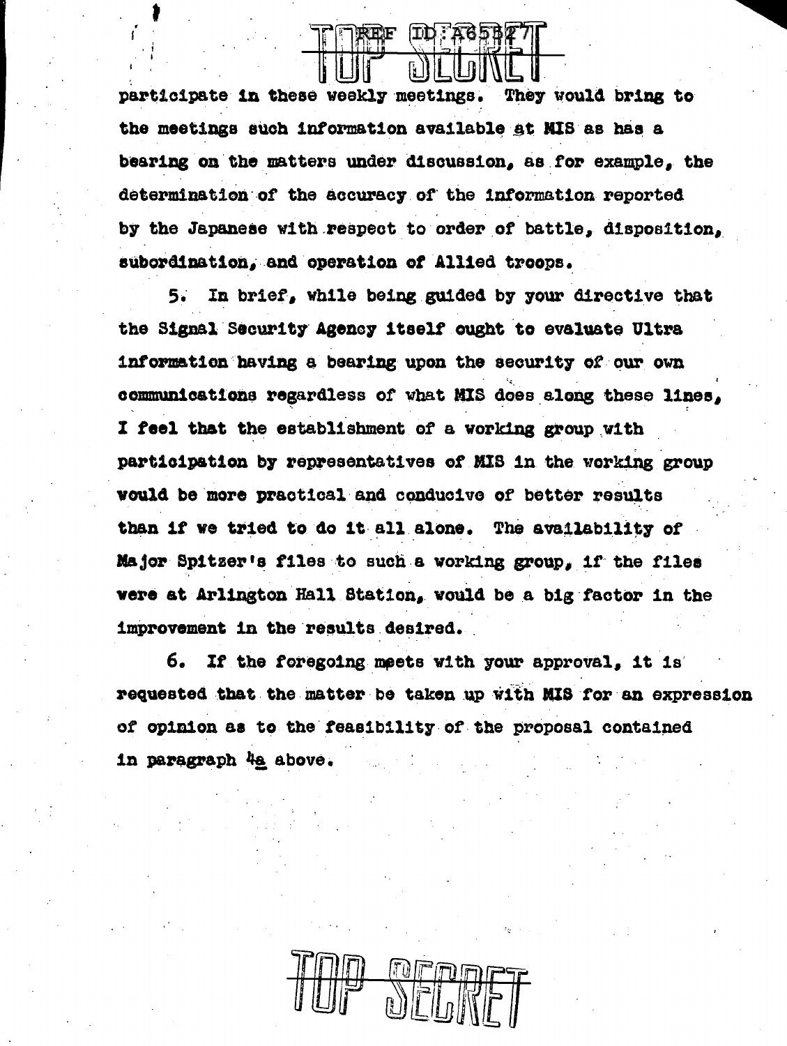participate in these weekly meetings. They would bring to the meetings such information available at MIS as has a bearing on the matters under discussion, as for example, the determination of the accuracy of the information reported by the Japanese with respect to order of battle, disposition, subordination, and operation of Allied troops.

5. In brief, while being guided by your directive that the Signal Security Agency itself ought to evaluate Ultra information having a bearing upon the security of our own communications regardless of what MIS does along these lines, I feel that the establishment of a working group with participation by representatives of MIS in the working group would be more practical and conducive of better results than if we tried to do it all alone. The availability of Major Spitzer's files to such a working group, if the files were at Arlington Hall Station, would be a big factor in the improvement in the results desired.

6. If the foregoing meets with your approval, it is requested that the matter be taken up with MIS for an expression of opinion as to the feasibility of the proposal contained in paragraph 4a above.